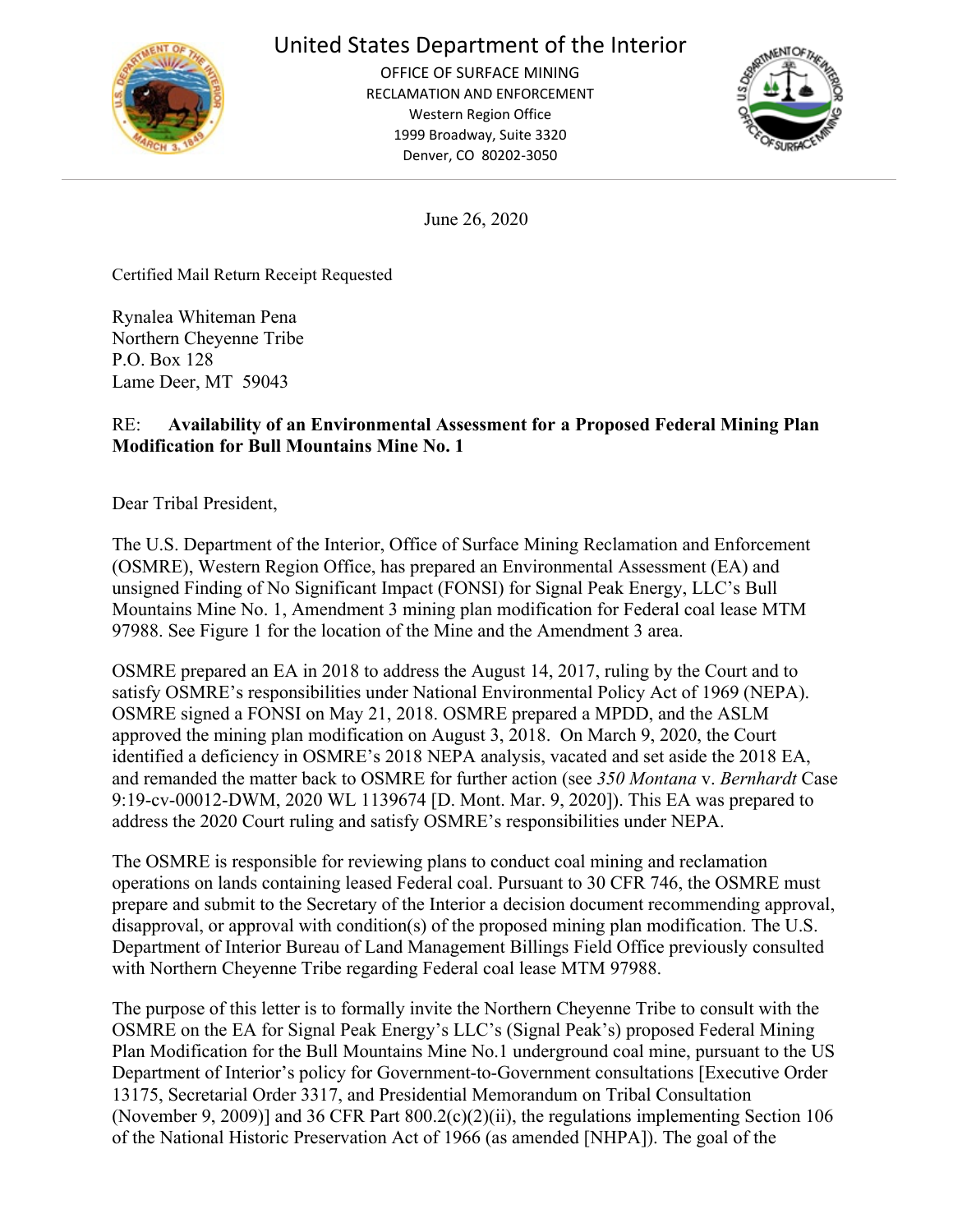United States Department of the Interior

OFFICE OF SURFACE MINING
RECLAMATION AND ENFORCEMENT
Western Region Office
1999 Broadway, Suite 3320
Denver, CO 80202-3050

June 26, 2020

Certified Mail Return Receipt Requested

Rynalea Whiteman Pena
Northern Cheyenne Tribe
P.O. Box 128
Lame Deer, MT 59043

RE: **Availability of an Environmental Assessment for a Proposed Federal Mining Plan Modification for Bull Mountains Mine No. 1**

Dear Tribal President,

The U.S. Department of the Interior, Office of Surface Mining Reclamation and Enforcement (OSMRE), Western Region Office, has prepared an Environmental Assessment (EA) and unsigned Finding of No Significant Impact (FONSI) for Signal Peak Energy, LLC's Bull Mountains Mine No. 1, Amendment 3 mining plan modification for Federal coal lease MTM 97988. See Figure 1 for the location of the Mine and the Amendment 3 area.

OSMRE prepared an EA in 2018 to address the August 14, 2017, ruling by the Court and to satisfy OSMRE's responsibilities under National Environmental Policy Act of 1969 (NEPA). OSMRE signed a FONSI on May 21, 2018. OSMRE prepared a MPDD, and the ASLM approved the mining plan modification on August 3, 2018. On March 9, 2020, the Court identified a deficiency in OSMRE's 2018 NEPA analysis, vacated and set aside the 2018 EA, and remanded the matter back to OSMRE for further action (see *350 Montana* v. *Bernhardt* Case 9:19-cv-00012-DWM, 2020 WL 1139674 [D. Mont. Mar. 9, 2020]). This EA was prepared to address the 2020 Court ruling and satisfy OSMRE's responsibilities under NEPA.

The OSMRE is responsible for reviewing plans to conduct coal mining and reclamation operations on lands containing leased Federal coal. Pursuant to 30 CFR 746, the OSMRE must prepare and submit to the Secretary of the Interior a decision document recommending approval, disapproval, or approval with condition(s) of the proposed mining plan modification. The U.S. Department of Interior Bureau of Land Management Billings Field Office previously consulted with Northern Cheyenne Tribe regarding Federal coal lease MTM 97988.

The purpose of this letter is to formally invite the Northern Cheyenne Tribe to consult with the OSMRE on the EA for Signal Peak Energy's LLC's (Signal Peak's) proposed Federal Mining Plan Modification for the Bull Mountains Mine No.1 underground coal mine, pursuant to the US Department of Interior's policy for Government-to-Government consultations [Executive Order 13175, Secretarial Order 3317, and Presidential Memorandum on Tribal Consultation (November 9, 2009)] and 36 CFR Part 800.2(c)(2)(ii), the regulations implementing Section 106 of the National Historic Preservation Act of 1966 (as amended [NHPA]). The goal of the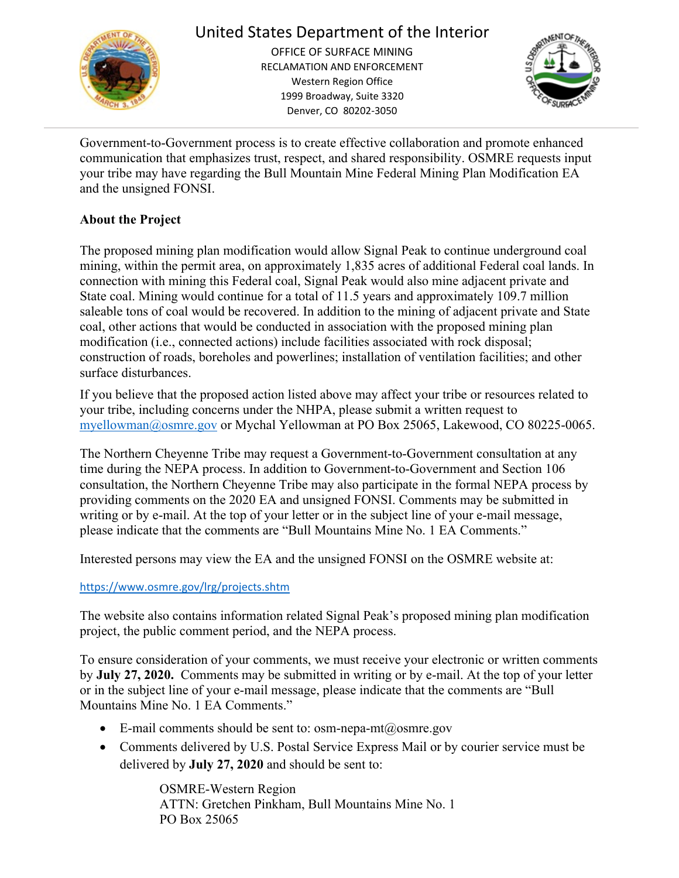Government-to-Government process is to create effective collaboration and promote enhanced communication that emphasizes trust, respect, and shared responsibility. OSMRE requests input your tribe may have regarding the Bull Mountain Mine Federal Mining Plan Modification EA and the unsigned FONSI.

**About the Project**

The proposed mining plan modification would allow Signal Peak to continue underground coal mining, within the permit area, on approximately 1,835 acres of additional Federal coal lands. In connection with mining this Federal coal, Signal Peak would also mine adjacent private and State coal. Mining would continue for a total of 11.5 years and approximately 109.7 million saleable tons of coal would be recovered. In addition to the mining of adjacent private and State coal, other actions that would be conducted in association with the proposed mining plan modification (i.e., connected actions) include facilities associated with rock disposal; construction of roads, boreholes and powerlines; installation of ventilation facilities; and other surface disturbances.

If you believe that the proposed action listed above may affect your tribe or resources related to your tribe, including concerns under the NHPA, please submit a written request to myellowman@osmre.gov or Mychal Yellowman at PO Box 25065, Lakewood, CO 80225-0065.

The Northern Cheyenne Tribe may request a Government-to-Government consultation at any time during the NEPA process. In addition to Government-to-Government and Section 106 consultation, the Northern Cheyenne Tribe may also participate in the formal NEPA process by providing comments on the 2020 EA and unsigned FONSI. Comments may be submitted in writing or by e-mail. At the top of your letter or in the subject line of your e-mail message, please indicate that the comments are "Bull Mountains Mine No. 1 EA Comments."

Interested persons may view the EA and the unsigned FONSI on the OSMRE website at:

https://www.osmre.gov/lrg/projects.shtm

The website also contains information related Signal Peak's proposed mining plan modification project, the public comment period, and the NEPA process.

To ensure consideration of your comments, we must receive your electronic or written comments by **July 27, 2020.** Comments may be submitted in writing or by e-mail. At the top of your letter or in the subject line of your e-mail message, please indicate that the comments are "Bull Mountains Mine No. 1 EA Comments."

- E-mail comments should be sent to: osm-nepa-mt@osmre.gov
- Comments delivered by U.S. Postal Service Express Mail or by courier service must be delivered by **July 27, 2020** and should be sent to:

  OSMRE-Western Region
  ATTN: Gretchen Pinkham, Bull Mountains Mine No. 1
  PO Box 25065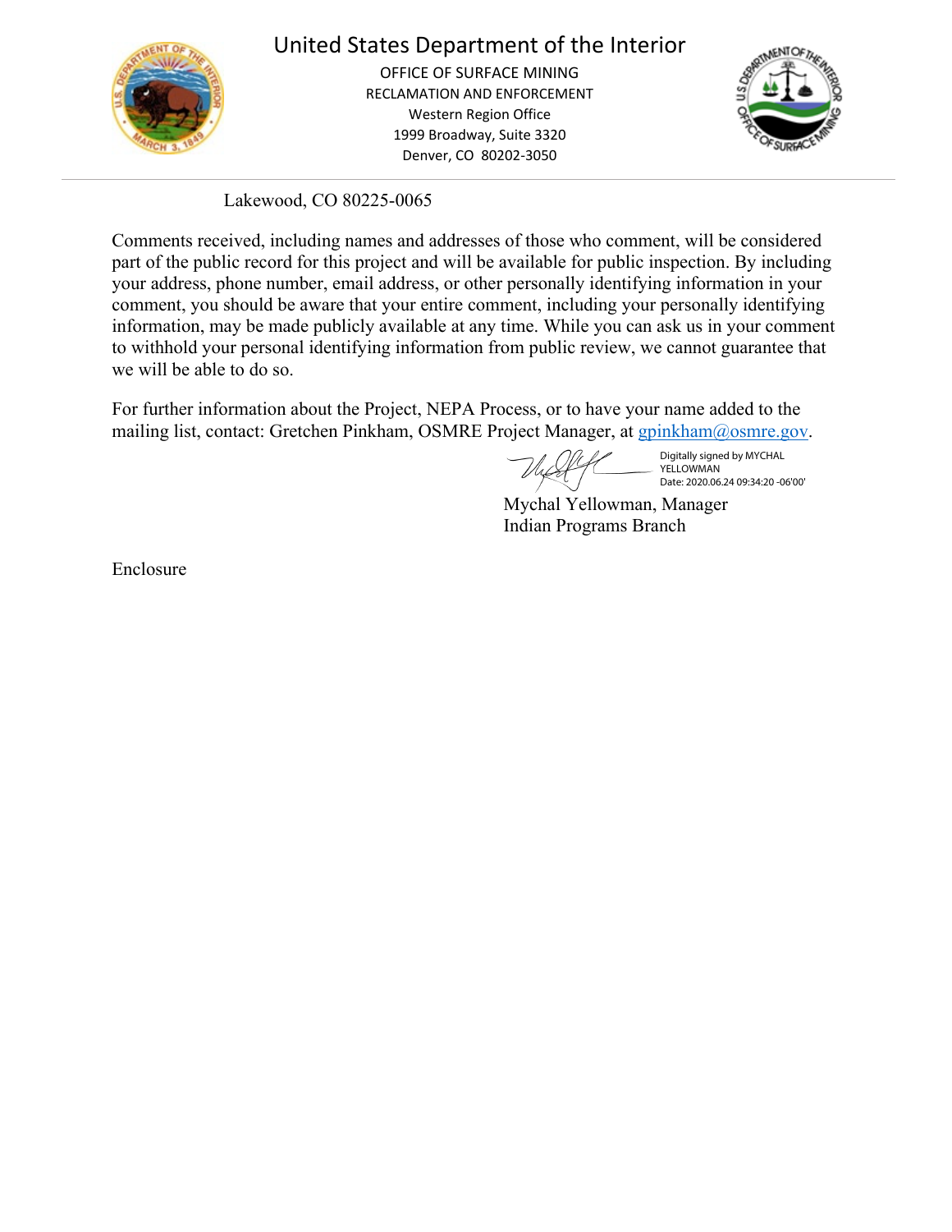Lakewood, CO 80225-0065

Comments received, including names and addresses of those who comment, will be considered part of the public record for this project and will be available for public inspection. By including your address, phone number, email address, or other personally identifying information in your comment, you should be aware that your entire comment, including your personally identifying information, may be made publicly available at any time. While you can ask us in your comment to withhold your personal identifying information from public review, we cannot guarantee that we will be able to do so.

For further information about the Project, NEPA Process, or to have your name added to the mailing list, contact: Gretchen Pinkham, OSMRE Project Manager, at gpinkham@osmre.gov.

Digitally signed by MYCHAL YELLOWMAN
Date: 2020.06.24 09:34:20 -06'00'

Mychal Yellowman, Manager
Indian Programs Branch

Enclosure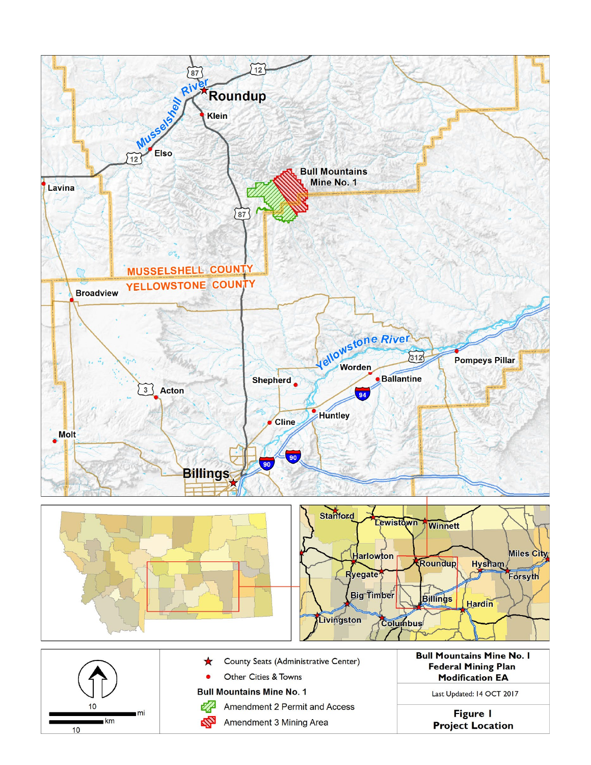Roundup

Klein

Musselshell River

Elso

Lavina

Bull Mountains Mine No. 1

MUSSELSHELL COUNTY

YELLOWSTONE COUNTY

Broadview

Yellowstone River

Worden

Pompeys Pillar

Ballantine

Shepherd

Acton

Huntley

Cline

Molt

Billings

87

12

312

94

3

90

Stanford

Lewistown

Winnett

Harlowton

Roundup

Miles City

Hysham

Ryegate

Forsyth

Big Timber

Billings

Hardin

Livingston

Columbus

County Seats (Administrative Center)

Other Cities & Towns

**Bull Mountains Mine No. 1**

Amendment 2 Permit and Access

Amendment 3 Mining Area

10 mi

10 km

**Bull Mountains Mine No. 1 Federal Mining Plan Modification EA**

Last Updated: 14 OCT 2017

**Figure 1**
**Project Location**